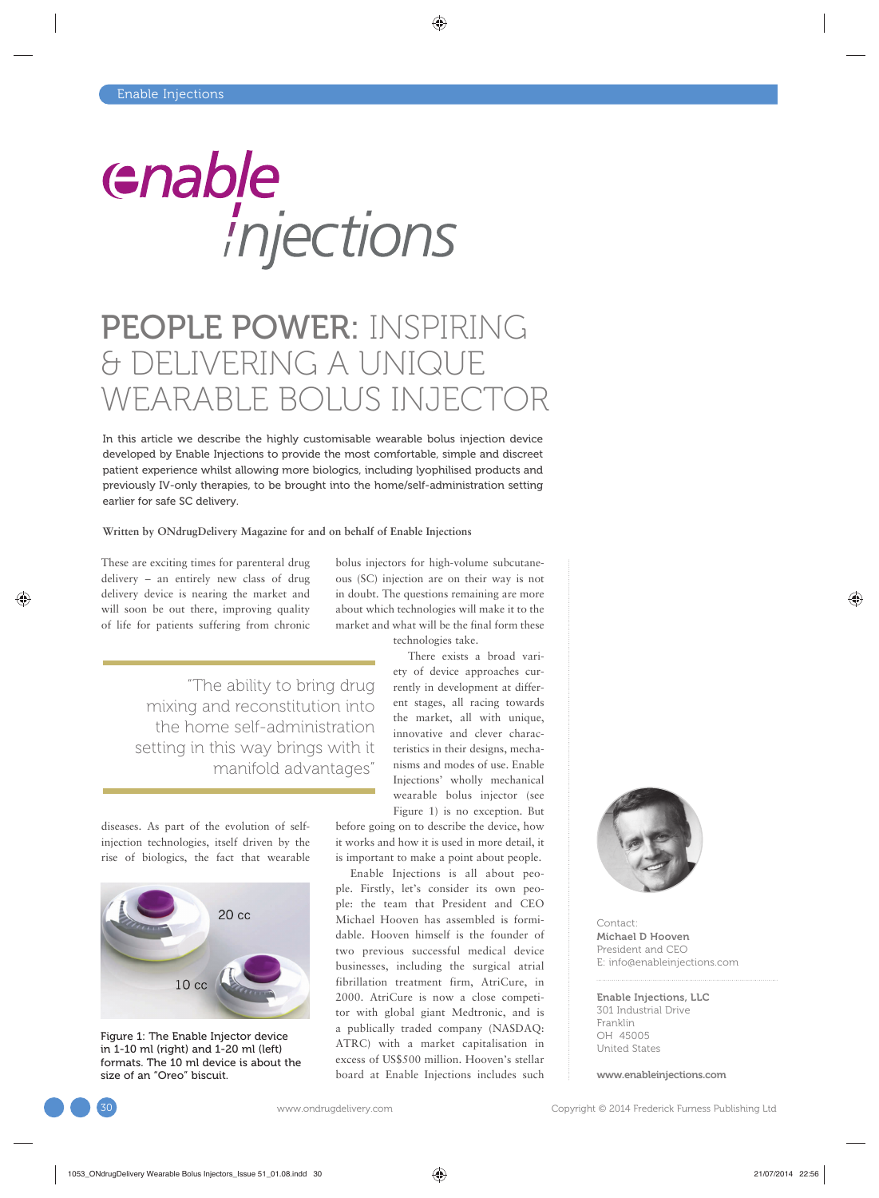# PEOPLE POWER: INSPIRING & DELIVERING A UNIQUE WEARABLE BOLUS INJECTOR

**In this article we describe the highly customisable wearable bolus injection device developed by Enable Injections to provide the most comfortable, simple and discreet patient experience whilst allowing more biologics, including lyophilised products and previously IV-only therapies, to be brought into the home/self-administration setting earlier for safe SC delivery.**

**Written by ONdrugDelivery Magazine for and on behalf of Enable Injections**

These are exciting times for parenteral drug delivery – an entirely new class of drug delivery device is nearing the market and will soon be out there, improving quality of life for patients suffering from chronic diseases. As part of the evolution of self-injection technologies, itself driven by the rise of biologics, the fact that wearable bolus injectors for high-volume subcutaneous (SC) injection are on their way is not in doubt. The questions remaining are more about which technologies will make it to the market and what will be the final form these technologies take.

> "The ability to bring drug mixing and reconstitution into the home self-administration setting in this way brings with it manifold advantages"

There exists a broad variety of device approaches currently in development at different stages, all racing towards the market, all with unique, innovative and clever characteristics in their designs, mechanisms and modes of use. Enable Injections' wholly mechanical wearable bolus injector (see Figure 1) is no exception. But before going on to describe the device, how it works and how it is used in more detail, it is important to make a point about people.

Figure 1: The Enable Injector device in 1-10 ml (right) and 1-20 ml (left) formats. The 10 ml device is about the size of an "Oreo" biscuit.

Enable Injections is all about people. Firstly, let's consider its own people: the team that President and CEO Michael Hooven has assembled is formidable. Hooven himself is the founder of two previous successful medical device businesses, including the surgical atrial fibrillation treatment firm, AtriCure, in 2000. AtriCure is now a close competitor with global giant Medtronic, and is a publically traded company (NASDAQ: ATRC) with a market capitalisation in excess of US$500 million. Hooven's stellar board at Enable Injections includes such

Contact:
**Michael D Hooven**
President and CEO
E: info@enableinjections.com

**Enable Injections, LLC**
301 Industrial Drive
Franklin
OH 45005
United States

**www.enableinjections.com**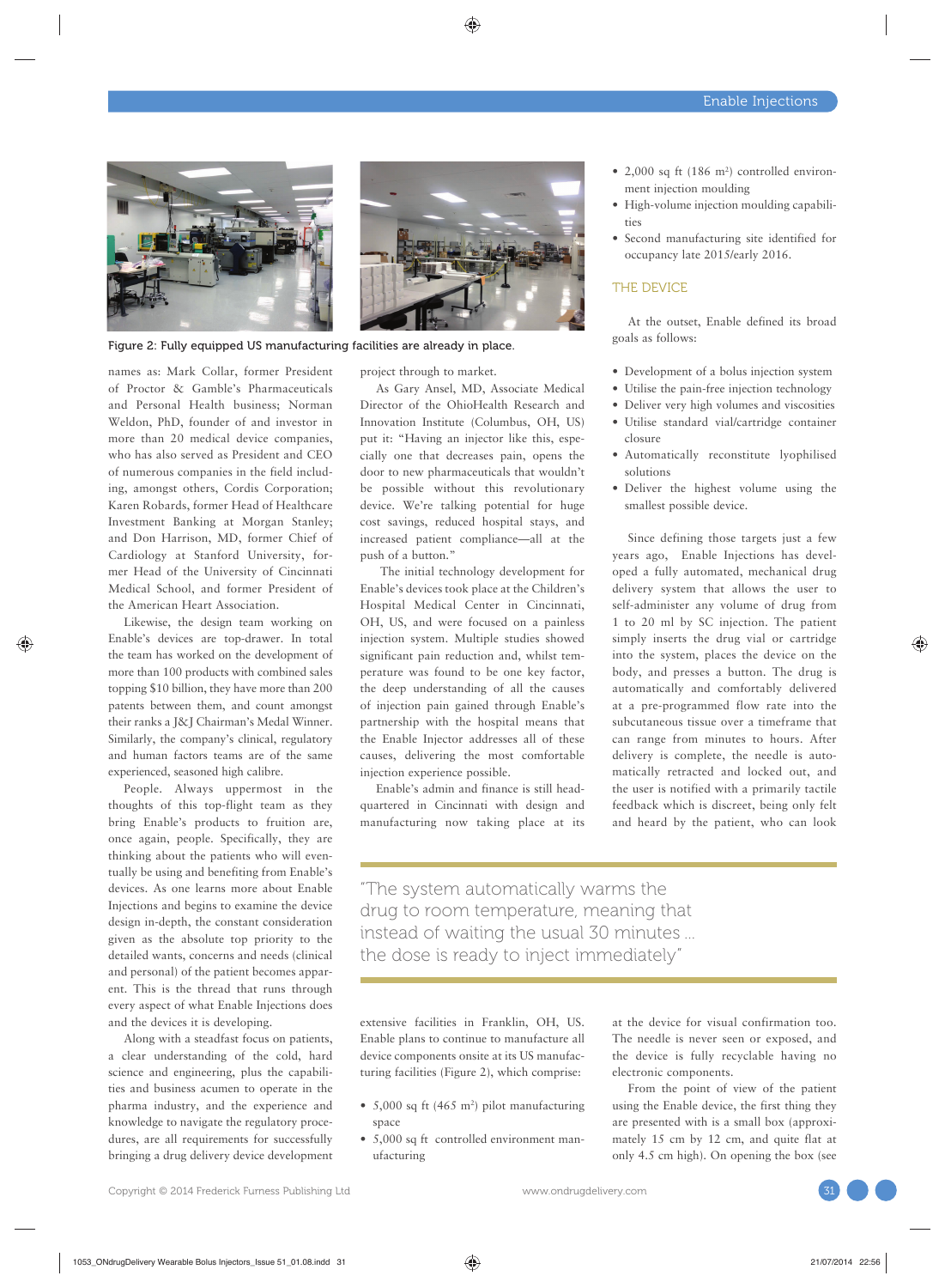Figure 2: Fully equipped US manufacturing facilities are already in place.

names as: Mark Collar, former President of Proctor & Gamble's Pharmaceuticals and Personal Health business; Norman Weldon, PhD, founder of and investor in more than 20 medical device companies, who has also served as President and CEO of numerous companies in the field including, amongst others, Cordis Corporation; Karen Robards, former Head of Healthcare Investment Banking at Morgan Stanley; and Don Harrison, MD, former Chief of Cardiology at Stanford University, former Head of the University of Cincinnati Medical School, and former President of the American Heart Association.

Likewise, the design team working on Enable's devices are top-drawer. In total the team has worked on the development of more than 100 products with combined sales topping $10 billion, they have more than 200 patents between them, and count amongst their ranks a J&J Chairman's Medal Winner. Similarly, the company's clinical, regulatory and human factors teams are of the same experienced, seasoned high calibre.

People. Always uppermost in the thoughts of this top-flight team as they bring Enable's products to fruition are, once again, people. Specifically, they are thinking about the patients who will eventually be using and benefiting from Enable's devices. As one learns more about Enable Injections and begins to examine the device design in-depth, the constant consideration given as the absolute top priority to the detailed wants, concerns and needs (clinical and personal) of the patient becomes apparent. This is the thread that runs through every aspect of what Enable Injections does and the devices it is developing.

Along with a steadfast focus on patients, a clear understanding of the cold, hard science and engineering, plus the capabilities and business acumen to operate in the pharma industry, and the experience and knowledge to navigate the regulatory procedures, are all requirements for successfully bringing a drug delivery device development project through to market.

As Gary Ansel, MD, Associate Medical Director of the OhioHealth Research and Innovation Institute (Columbus, OH, US) put it: "Having an injector like this, especially one that decreases pain, opens the door to new pharmaceuticals that wouldn't be possible without this revolutionary device. We're talking potential for huge cost savings, reduced hospital stays, and increased patient compliance—all at the push of a button."

The initial technology development for Enable's devices took place at the Children's Hospital Medical Center in Cincinnati, OH, US, and were focused on a painless injection system. Multiple studies showed significant pain reduction and, whilst temperature was found to be one key factor, the deep understanding of all the causes of injection pain gained through Enable's partnership with the hospital means that the Enable Injector addresses all of these causes, delivering the most comfortable injection experience possible.

Enable's admin and finance is still headquartered in Cincinnati with design and manufacturing now taking place at its extensive facilities in Franklin, OH, US. Enable plans to continue to manufacture all device components onsite at its US manufacturing facilities (Figure 2), which comprise:

- 5,000 sq ft (465 m$^2$) pilot manufacturing space
- 5,000 sq ft controlled environment manufacturing
- 2,000 sq ft (186 m$^2$) controlled environment injection moulding
- High-volume injection moulding capabilities
- Second manufacturing site identified for occupancy late 2015/early 2016.

## THE DEVICE

At the outset, Enable defined its broad goals as follows:

- Development of a bolus injection system
- Utilise the pain-free injection technology
- Deliver very high volumes and viscosities
- Utilise standard vial/cartridge container closure
- Automatically reconstitute lyophilised solutions
- Deliver the highest volume using the smallest possible device.

Since defining those targets just a few years ago, Enable Injections has developed a fully automated, mechanical drug delivery system that allows the user to self-administer any volume of drug from 1 to 20 ml by SC injection. The patient simply inserts the drug vial or cartridge into the system, places the device on the body, and presses a button. The drug is automatically and comfortably delivered at a pre-programmed flow rate into the subcutaneous tissue over a timeframe that can range from minutes to hours. After delivery is complete, the needle is automatically retracted and locked out, and the user is notified with a primarily tactile feedback which is discreet, being only felt and heard by the patient, who can look at the device for visual confirmation too. The needle is never seen or exposed, and the device is fully recyclable having no electronic components.

> "The system automatically warms the drug to room temperature, meaning that instead of waiting the usual 30 minutes ... the dose is ready to inject immediately"

From the point of view of the patient using the Enable device, the first thing they are presented with is a small box (approximately 15 cm by 12 cm, and quite flat at only 4.5 cm high). On opening the box (see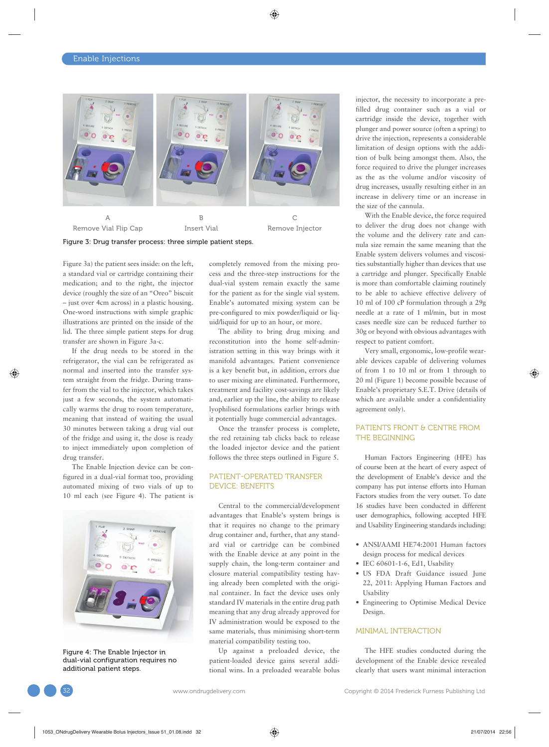A
Remove Vial Flip Cap

B
Insert Vial

C
Remove Injector

Figure 3: Drug transfer process: three simple patient steps.

Figure 3a) the patient sees inside: on the left, a standard vial or cartridge containing their medication; and to the right, the injector device (roughly the size of an "Oreo" biscuit – just over 4cm across) in a plastic housing. One-word instructions with simple graphic illustrations are printed on the inside of the lid. The three simple patient steps for drug transfer are shown in Figure 3a-c.

If the drug needs to be stored in the refrigerator, the vial can be refrigerated as normal and inserted into the transfer system straight from the fridge. During transfer from the vial to the injector, which takes just a few seconds, the system automatically warms the drug to room temperature, meaning that instead of waiting the usual 30 minutes between taking a drug vial out of the fridge and using it, the dose is ready to inject immediately upon completion of drug transfer.

The Enable Injection device can be configured in a dual-vial format too, providing automated mixing of two vials of up to 10 ml each (see Figure 4). The patient is completely removed from the mixing process and the three-step instructions for the dual-vial system remain exactly the same for the patient as for the single vial system. Enable's automated mixing system can be pre-configured to mix powder/liquid or liquid/liquid for up to an hour, or more.

Figure 4: The Enable Injector in dual-vial configuration requires no additional patient steps.

The ability to bring drug mixing and reconstitution into the home self-administration setting in this way brings with it manifold advantages. Patient convenience is a key benefit but, in addition, errors due to user mixing are eliminated. Furthermore, treatment and facility cost-savings are likely and, earlier up the line, the ability to release lyophilised formulations earlier brings with it potentially huge commercial advantages.

Once the transfer process is complete, the red retaining tab clicks back to release the loaded injector device and the patient follows the three steps outlined in Figure 5.

## PATIENT-OPERATED TRANSFER DEVICE: BENEFITS

Central to the commercial/development advantages that Enable's system brings is that it requires no change to the primary drug container and, further, that any standard vial or cartridge can be combined with the Enable device at any point in the supply chain, the long-term container and closure material compatibility testing having already been completed with the original container. In fact the device uses only standard IV materials in the entire drug path meaning that any drug already approved for IV administration would be exposed to the same materials, thus minimising short-term material compatibility testing too.

Up against a preloaded device, the patient-loaded device gains several additional wins. In a preloaded wearable bolus injector, the necessity to incorporate a prefilled drug container such as a vial or cartridge inside the device, together with plunger and power source (often a spring) to drive the injection, represents a considerable limitation of design options with the addition of bulk being amongst them. Also, the force required to drive the plunger increases as the as the volume and/or viscosity of drug increases, usually resulting either in an increase in delivery time or an increase in the size of the cannula.

With the Enable device, the force required to deliver the drug does not change with the volume and the delivery rate and cannula size remain the same meaning that the Enable system delivers volumes and viscosities substantially higher than devices that use a cartridge and plunger. Specifically Enable is more than comfortable claiming routinely to be able to achieve effective delivery of 10 ml of 100 cP formulation through a 29g needle at a rate of 1 ml/min, but in most cases needle size can be reduced further to 30g or beyond with obvious advantages with respect to patient comfort.

Very small, ergonomic, low-profile wearable devices capable of delivering volumes of from 1 to 10 ml or from 1 through to 20 ml (Figure 1) become possible because of Enable's proprietary S.E.T. Drive (details of which are available under a confidentiality agreement only).

## PATIENTS FRONT & CENTRE FROM THE BEGINNING

Human Factors Engineering (HFE) has of course been at the heart of every aspect of the development of Enable's device and the company has put intense efforts into Human Factors studies from the very outset. To date 16 studies have been conducted in different user demographics, following accepted HFE and Usability Engineering standards including:

- ANSI/AAMI HE74:2001 Human factors design process for medical devices
- IEC 60601-1-6, Ed1, Usability
- US FDA Draft Guidance issued June 22, 2011: Applying Human Factors and Usability
- Engineering to Optimise Medical Device Design.

## MINIMAL INTERACTION

The HFE studies conducted during the development of the Enable device revealed clearly that users want minimal interaction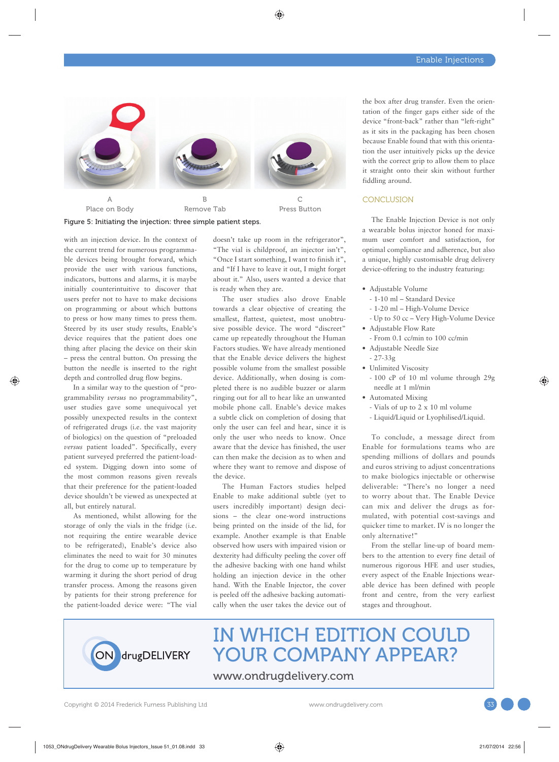A
Place on Body

B
Remove Tab

C
Press Button

Figure 5: Initiating the injection: three simple patient steps.

with an injection device. In the context of the current trend for numerous programmable devices being brought forward, which provide the user with various functions, indicators, buttons and alarms, it is maybe initially counterintuitive to discover that users prefer not to have to make decisions on programming or about which buttons to press or how many times to press them. Steered by its user study results, Enable's device requires that the patient does one thing after placing the device on their skin – press the central button. On pressing the button the needle is inserted to the right depth and controlled drug flow begins.

In a similar way to the question of "programmability *versus* no programmability", user studies gave some unequivocal yet possibly unexpected results in the context of refrigerated drugs (i.e. the vast majority of biologics) on the question of "preloaded *versus* patient loaded". Specifically, every patient surveyed preferred the patient-loaded system. Digging down into some of the most common reasons given reveals that their preference for the patient-loaded device shouldn't be viewed as unexpected at all, but entirely natural.

As mentioned, whilst allowing for the storage of only the vials in the fridge (i.e. not requiring the entire wearable device to be refrigerated), Enable's device also eliminates the need to wait for 30 minutes for the drug to come up to temperature by warming it during the short period of drug transfer process. Among the reasons given by patients for their strong preference for the patient-loaded device were: "The vial doesn't take up room in the refrigerator", "The vial is childproof, an injector isn't", "Once I start something, I want to finish it", and "If I have to leave it out, I might forget about it." Also, users wanted a device that is ready when they are.

The user studies also drove Enable towards a clear objective of creating the smallest, flattest, quietest, most unobtrusive possible device. The word "discreet" came up repeatedly throughout the Human Factors studies. We have already mentioned that the Enable device delivers the highest possible volume from the smallest possible device. Additionally, when dosing is completed there is no audible buzzer or alarm ringing out for all to hear like an unwanted mobile phone call. Enable's device makes a subtle click on completion of dosing that only the user can feel and hear, since it is only the user who needs to know. Once aware that the device has finished, the user can then make the decision as to when and where they want to remove and dispose of the device.

The Human Factors studies helped Enable to make additional subtle (yet to users incredibly important) design decisions – the clear one-word instructions being printed on the inside of the lid, for example. Another example is that Enable observed how users with impaired vision or dexterity had difficulty peeling the cover off the adhesive backing with one hand whilst holding an injection device in the other hand. With the Enable Injector, the cover is peeled off the adhesive backing automatically when the user takes the device out of the box after drug transfer. Even the orientation of the finger gaps either side of the device "front-back" rather than "left-right" as it sits in the packaging has been chosen because Enable found that with this orientation the user intuitively picks up the device with the correct grip to allow them to place it straight onto their skin without further fiddling around.

## CONCLUSION

The Enable Injection Device is not only a wearable bolus injector honed for maximum user comfort and satisfaction, for optimal compliance and adherence, but also a unique, highly customisable drug delivery device-offering to the industry featuring:

- Adjustable Volume
  - 1-10 ml – Standard Device
  - 1-20 ml – High-Volume Device
  - Up to 50 cc – Very High-Volume Device
- Adjustable Flow Rate
  - From 0.1 cc/min to 100 cc/min
- Adjustable Needle Size
  - 27-33g
- Unlimited Viscosity
  - 100 cP of 10 ml volume through 29g needle at 1 ml/min
- Automated Mixing
  - Vials of up to 2 x 10 ml volume
  - Liquid/Liquid or Lyophilised/Liquid.

To conclude, a message direct from Enable for formulations teams who are spending millions of dollars and pounds and euros striving to adjust concentrations to make biologics injectable or otherwise deliverable: "There's no longer a need to worry about that. The Enable Device can mix and deliver the drugs as formulated, with potential cost-savings and quicker time to market. IV is no longer the only alternative!"

From the stellar line-up of board members to the attention to every fine detail of numerous rigorous HFE and user studies, every aspect of the Enable Injections wearable device has been defined with people front and centre, from the very earliest stages and throughout.

ON drugDELIVERY

IN WHICH EDITION COULD YOUR COMPANY APPEAR?

www.ondrugdelivery.com